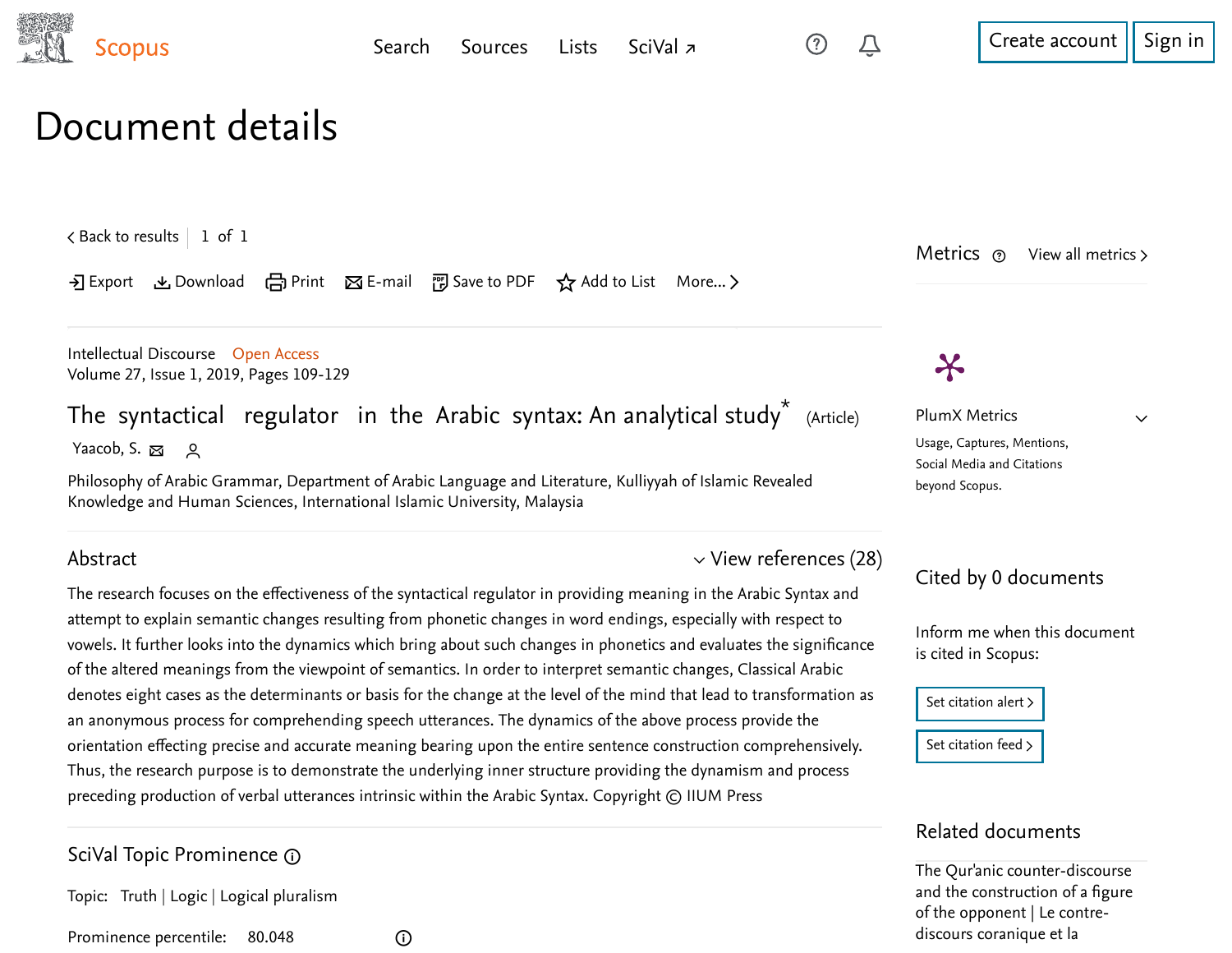# Document details

Intellectual Discourse Open Access
Volume 27, Issue 1, 2019, Pages 109-129

## The syntactical regulator in the Arabic syntax: An analytical study* (Article)

Yaacob, S.

Philosophy of Arabic Grammar, Department of Arabic Language and Literature, Kulliyyah of Islamic Revealed Knowledge and Human Sciences, International Islamic University, Malaysia

### Abstract

View references (28)

The research focuses on the effectiveness of the syntactical regulator in providing meaning in the Arabic Syntax and attempt to explain semantic changes resulting from phonetic changes in word endings, especially with respect to vowels. It further looks into the dynamics which bring about such changes in phonetics and evaluates the significance of the altered meanings from the viewpoint of semantics. In order to interpret semantic changes, Classical Arabic denotes eight cases as the determinants or basis for the change at the level of the mind that lead to transformation as an anonymous process for comprehending speech utterances. The dynamics of the above process provide the orientation effecting precise and accurate meaning bearing upon the entire sentence construction comprehensively. Thus, the research purpose is to demonstrate the underlying inner structure providing the dynamism and process preceding production of verbal utterances intrinsic within the Arabic Syntax. Copyright © IIUM Press

### SciVal Topic Prominence

Topic: Truth | Logic | Logical pluralism

Prominence percentile: 80.048

### Metrics

PlumX Metrics

Usage, Captures, Mentions, Social Media and Citations beyond Scopus.

### Cited by 0 documents

Inform me when this document is cited in Scopus:

Set citation alert

Set citation feed

### Related documents

The Qur'anic counter-discourse and the construction of a figure of the opponent | Le contre-discours coranique et la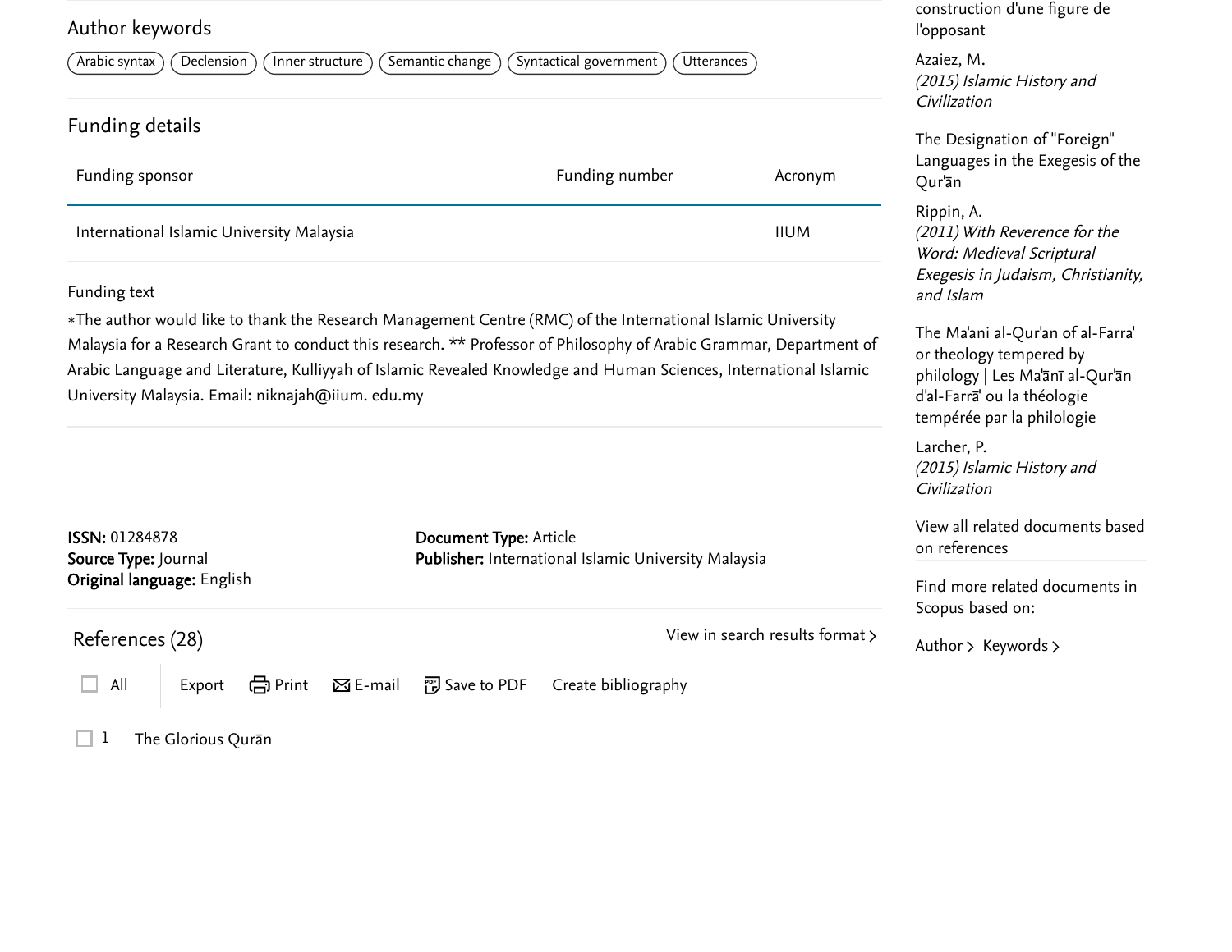## Author keywords

Arabic syntax · Declension · Inner structure · Semantic change · Syntactical government · Utterances

## Funding details

| Funding sponsor | Funding number | Acronym |
| --- | --- | --- |
| International Islamic University Malaysia | | IIUM |

Funding text

∗The author would like to thank the Research Management Centre (RMC) of the International Islamic University Malaysia for a Research Grant to conduct this research. ** Professor of Philosophy of Arabic Grammar, Department of Arabic Language and Literature, Kulliyyah of Islamic Revealed Knowledge and Human Sciences, International Islamic University Malaysia. Email: niknajah@iium. edu.my

**ISSN:** 01284878
**Source Type:** Journal
**Original language:** English

**Document Type:** Article
**Publisher:** International Islamic University Malaysia

## References (28)

View in search results format >

All  Export  Print  E-mail  Save to PDF  Create bibliography

1 The Glorious Qurān

construction d'une figure de l'opposant

Azaiez, M.
*(2015) Islamic History and Civilization*

The Designation of "Foreign" Languages in the Exegesis of the Qur'ān

Rippin, A.
*(2011) With Reverence for the Word: Medieval Scriptural Exegesis in Judaism, Christianity, and Islam*

The Ma'ani al-Qur'an of al-Farra' or theology tempered by philology | Les Ma'ānī al-Qur'ān d'al-Farrā' ou la théologie tempérée par la philologie

Larcher, P.
*(2015) Islamic History and Civilization*

View all related documents based on references

Find more related documents in Scopus based on:

Author > Keywords >